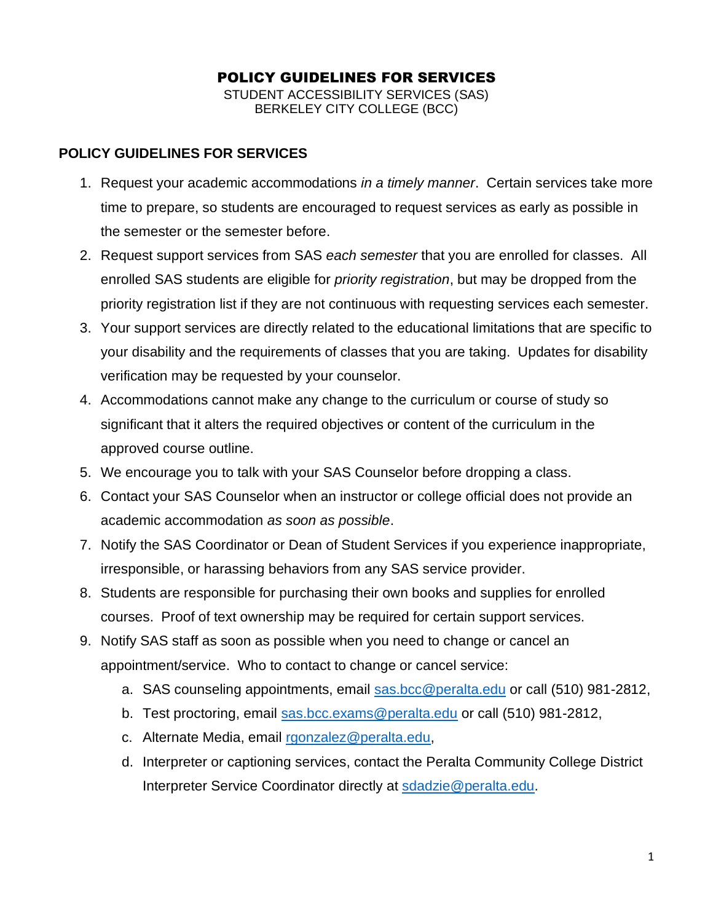# POLICY GUIDELINES FOR SERVICES

STUDENT ACCESSIBILITY SERVICES (SAS)
BERKELEY CITY COLLEGE (BCC)

## POLICY GUIDELINES FOR SERVICES

1. Request your academic accommodations *in a timely manner*. Certain services take more time to prepare, so students are encouraged to request services as early as possible in the semester or the semester before.
2. Request support services from SAS *each semester* that you are enrolled for classes. All enrolled SAS students are eligible for *priority registration*, but may be dropped from the priority registration list if they are not continuous with requesting services each semester.
3. Your support services are directly related to the educational limitations that are specific to your disability and the requirements of classes that you are taking. Updates for disability verification may be requested by your counselor.
4. Accommodations cannot make any change to the curriculum or course of study so significant that it alters the required objectives or content of the curriculum in the approved course outline.
5. We encourage you to talk with your SAS Counselor before dropping a class.
6. Contact your SAS Counselor when an instructor or college official does not provide an academic accommodation *as soon as possible*.
7. Notify the SAS Coordinator or Dean of Student Services if you experience inappropriate, irresponsible, or harassing behaviors from any SAS service provider.
8. Students are responsible for purchasing their own books and supplies for enrolled courses. Proof of text ownership may be required for certain support services.
9. Notify SAS staff as soon as possible when you need to change or cancel an appointment/service. Who to contact to change or cancel service:
   a. SAS counseling appointments, email sas.bcc@peralta.edu or call (510) 981-2812,
   b. Test proctoring, email sas.bcc.exams@peralta.edu or call (510) 981-2812,
   c. Alternate Media, email rgonzalez@peralta.edu,
   d. Interpreter or captioning services, contact the Peralta Community College District Interpreter Service Coordinator directly at sdadzie@peralta.edu.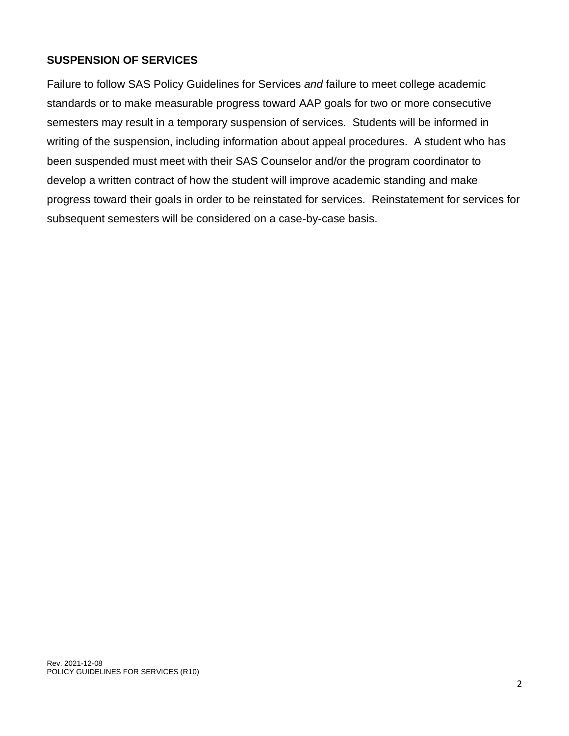## SUSPENSION OF SERVICES

Failure to follow SAS Policy Guidelines for Services *and* failure to meet college academic standards or to make measurable progress toward AAP goals for two or more consecutive semesters may result in a temporary suspension of services. Students will be informed in writing of the suspension, including information about appeal procedures. A student who has been suspended must meet with their SAS Counselor and/or the program coordinator to develop a written contract of how the student will improve academic standing and make progress toward their goals in order to be reinstated for services. Reinstatement for services for subsequent semesters will be considered on a case-by-case basis.